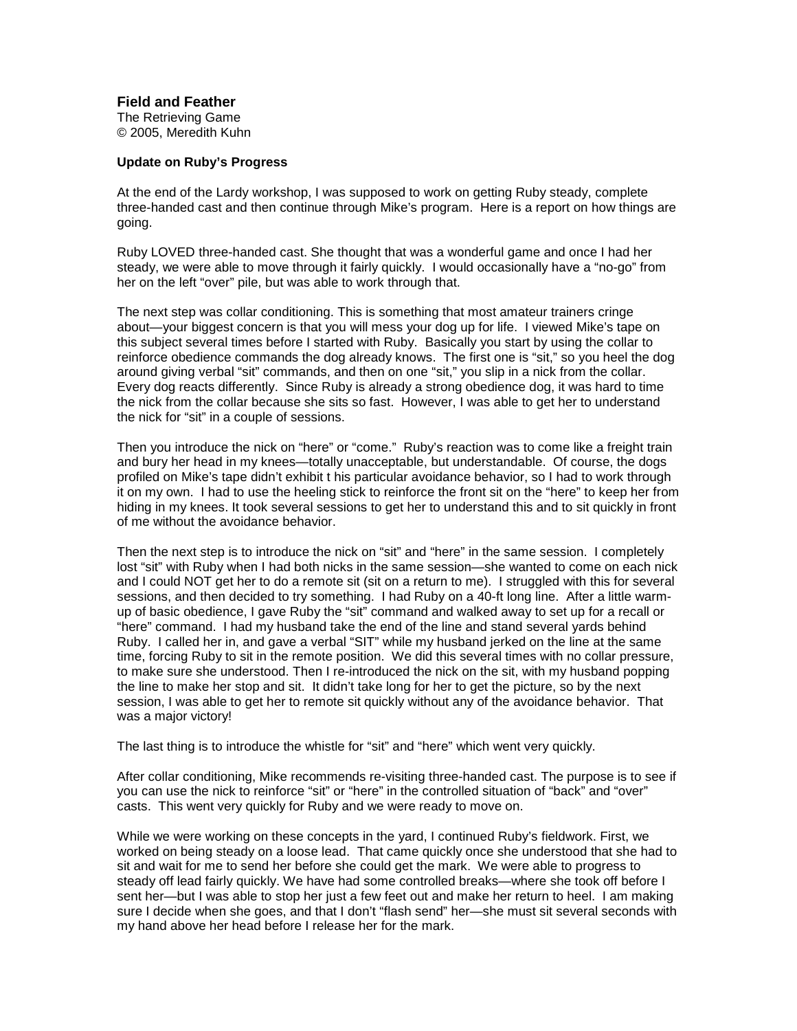## Field and Feather

The Retrieving Game
© 2005, Meredith Kuhn

### Update on Ruby's Progress

At the end of the Lardy workshop, I was supposed to work on getting Ruby steady, complete three-handed cast and then continue through Mike's program. Here is a report on how things are going.

Ruby LOVED three-handed cast. She thought that was a wonderful game and once I had her steady, we were able to move through it fairly quickly. I would occasionally have a "no-go" from her on the left "over" pile, but was able to work through that.

The next step was collar conditioning. This is something that most amateur trainers cringe about—your biggest concern is that you will mess your dog up for life. I viewed Mike's tape on this subject several times before I started with Ruby. Basically you start by using the collar to reinforce obedience commands the dog already knows. The first one is "sit," so you heel the dog around giving verbal "sit" commands, and then on one "sit," you slip in a nick from the collar. Every dog reacts differently. Since Ruby is already a strong obedience dog, it was hard to time the nick from the collar because she sits so fast. However, I was able to get her to understand the nick for "sit" in a couple of sessions.

Then you introduce the nick on "here" or "come." Ruby's reaction was to come like a freight train and bury her head in my knees—totally unacceptable, but understandable. Of course, the dogs profiled on Mike's tape didn't exhibit t his particular avoidance behavior, so I had to work through it on my own. I had to use the heeling stick to reinforce the front sit on the "here" to keep her from hiding in my knees. It took several sessions to get her to understand this and to sit quickly in front of me without the avoidance behavior.

Then the next step is to introduce the nick on "sit" and "here" in the same session. I completely lost "sit" with Ruby when I had both nicks in the same session—she wanted to come on each nick and I could NOT get her to do a remote sit (sit on a return to me). I struggled with this for several sessions, and then decided to try something. I had Ruby on a 40-ft long line. After a little warm-up of basic obedience, I gave Ruby the "sit" command and walked away to set up for a recall or "here" command. I had my husband take the end of the line and stand several yards behind Ruby. I called her in, and gave a verbal "SIT" while my husband jerked on the line at the same time, forcing Ruby to sit in the remote position. We did this several times with no collar pressure, to make sure she understood. Then I re-introduced the nick on the sit, with my husband popping the line to make her stop and sit. It didn't take long for her to get the picture, so by the next session, I was able to get her to remote sit quickly without any of the avoidance behavior. That was a major victory!

The last thing is to introduce the whistle for "sit" and "here" which went very quickly.

After collar conditioning, Mike recommends re-visiting three-handed cast. The purpose is to see if you can use the nick to reinforce "sit" or "here" in the controlled situation of "back" and "over" casts. This went very quickly for Ruby and we were ready to move on.

While we were working on these concepts in the yard, I continued Ruby's fieldwork. First, we worked on being steady on a loose lead. That came quickly once she understood that she had to sit and wait for me to send her before she could get the mark. We were able to progress to steady off lead fairly quickly. We have had some controlled breaks—where she took off before I sent her—but I was able to stop her just a few feet out and make her return to heel. I am making sure I decide when she goes, and that I don't "flash send" her—she must sit several seconds with my hand above her head before I release her for the mark.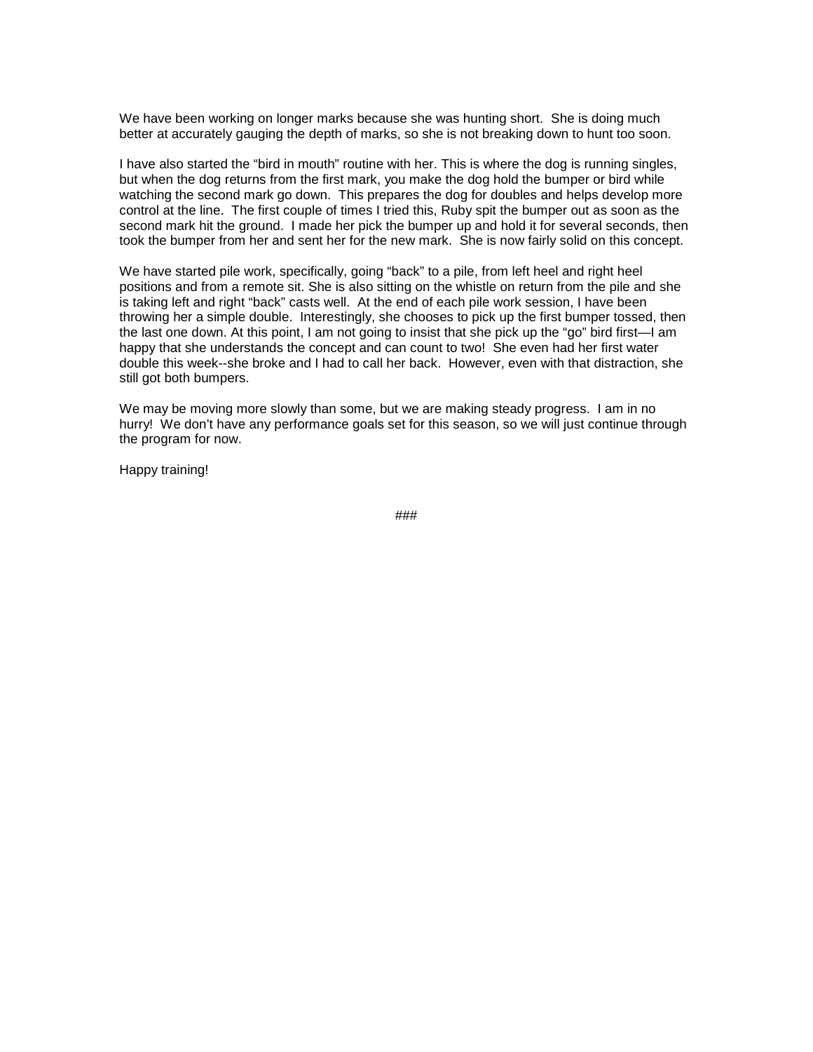We have been working on longer marks because she was hunting short. She is doing much better at accurately gauging the depth of marks, so she is not breaking down to hunt too soon.

I have also started the “bird in mouth” routine with her. This is where the dog is running singles, but when the dog returns from the first mark, you make the dog hold the bumper or bird while watching the second mark go down. This prepares the dog for doubles and helps develop more control at the line. The first couple of times I tried this, Ruby spit the bumper out as soon as the second mark hit the ground. I made her pick the bumper up and hold it for several seconds, then took the bumper from her and sent her for the new mark. She is now fairly solid on this concept.

We have started pile work, specifically, going “back” to a pile, from left heel and right heel positions and from a remote sit. She is also sitting on the whistle on return from the pile and she is taking left and right “back” casts well. At the end of each pile work session, I have been throwing her a simple double. Interestingly, she chooses to pick up the first bumper tossed, then the last one down. At this point, I am not going to insist that she pick up the “go” bird first—I am happy that she understands the concept and can count to two! She even had her first water double this week--she broke and I had to call her back. However, even with that distraction, she still got both bumpers.

We may be moving more slowly than some, but we are making steady progress. I am in no hurry! We don’t have any performance goals set for this season, so we will just continue through the program for now.

Happy training!

###